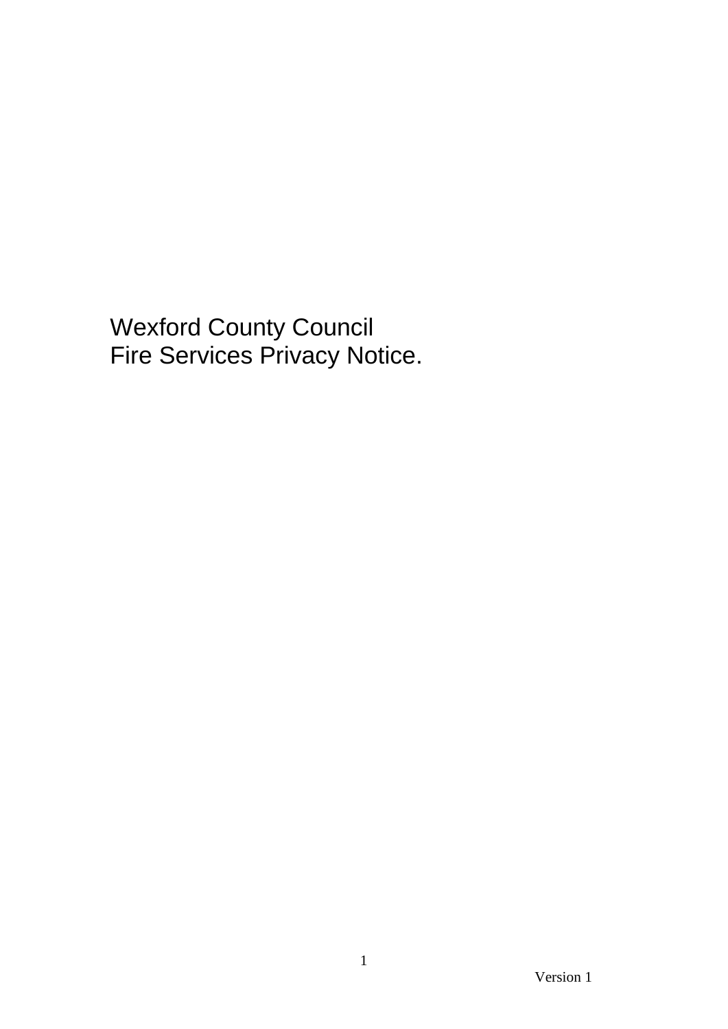# Wexford County Council
# Fire Services Privacy Notice.

Version 1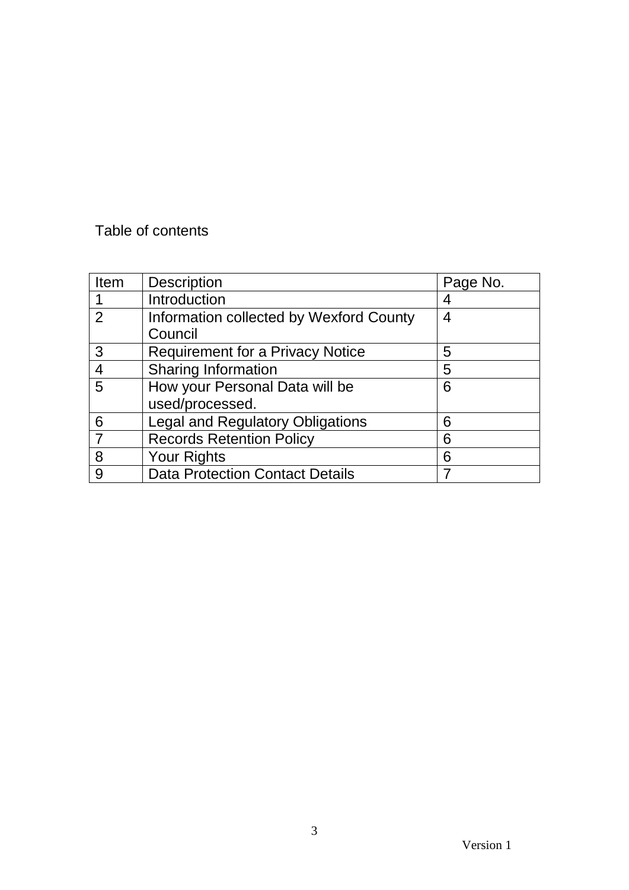Table of contents

| Item | Description | Page No. |
|---|---|---|
| 1 | Introduction | 4 |
| 2 | Information collected by Wexford County Council | 4 |
| 3 | Requirement for a Privacy Notice | 5 |
| 4 | Sharing Information | 5 |
| 5 | How your Personal Data will be used/processed. | 6 |
| 6 | Legal and Regulatory Obligations | 6 |
| 7 | Records Retention Policy | 6 |
| 8 | Your Rights | 6 |
| 9 | Data Protection Contact Details | 7 |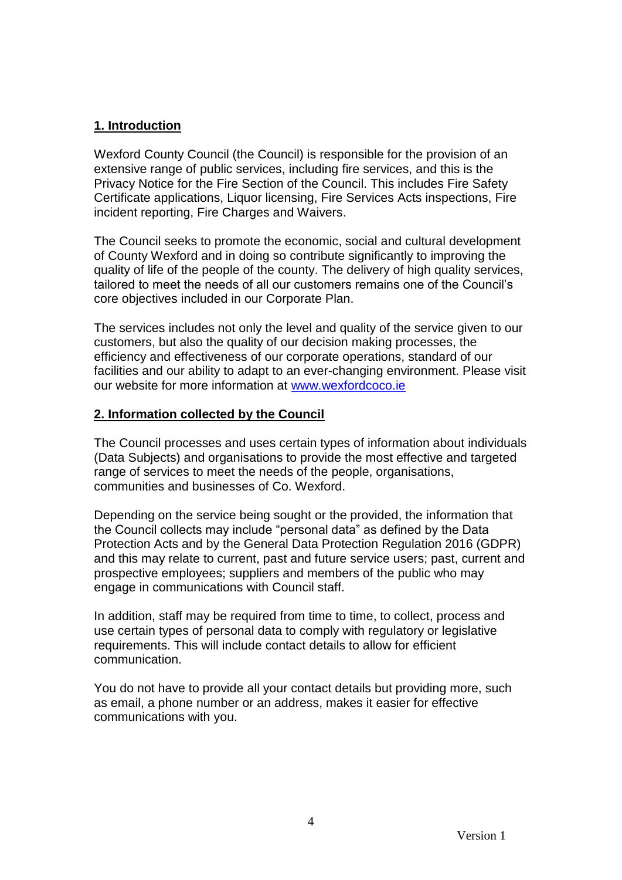## 1. Introduction

Wexford County Council (the Council) is responsible for the provision of an extensive range of public services, including fire services, and this is the Privacy Notice for the Fire Section of the Council. This includes Fire Safety Certificate applications, Liquor licensing, Fire Services Acts inspections, Fire incident reporting, Fire Charges and Waivers.

The Council seeks to promote the economic, social and cultural development of County Wexford and in doing so contribute significantly to improving the quality of life of the people of the county. The delivery of high quality services, tailored to meet the needs of all our customers remains one of the Council's core objectives included in our Corporate Plan.

The services includes not only the level and quality of the service given to our customers, but also the quality of our decision making processes, the efficiency and effectiveness of our corporate operations, standard of our facilities and our ability to adapt to an ever-changing environment. Please visit our website for more information at [www.wexfordcoco.ie](http://www.wexfordcoco.ie)

## 2. Information collected by the Council

The Council processes and uses certain types of information about individuals (Data Subjects) and organisations to provide the most effective and targeted range of services to meet the needs of the people, organisations, communities and businesses of Co. Wexford.

Depending on the service being sought or the provided, the information that the Council collects may include "personal data" as defined by the Data Protection Acts and by the General Data Protection Regulation 2016 (GDPR) and this may relate to current, past and future service users; past, current and prospective employees; suppliers and members of the public who may engage in communications with Council staff.

In addition, staff may be required from time to time, to collect, process and use certain types of personal data to comply with regulatory or legislative requirements. This will include contact details to allow for efficient communication.

You do not have to provide all your contact details but providing more, such as email, a phone number or an address, makes it easier for effective communications with you.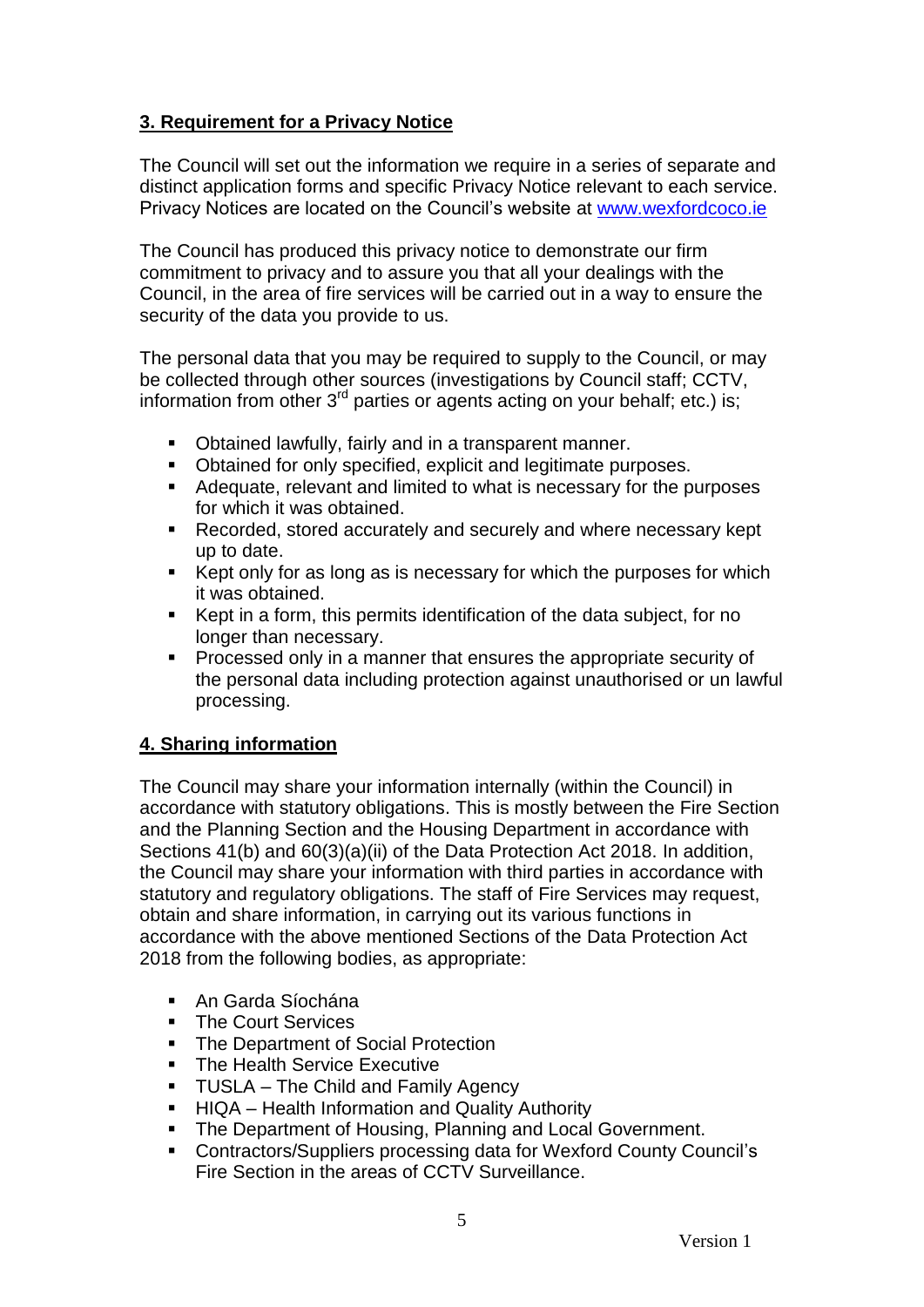## 3. Requirement for a Privacy Notice

The Council will set out the information we require in a series of separate and distinct application forms and specific Privacy Notice relevant to each service. Privacy Notices are located on the Council's website at www.wexfordcoco.ie

The Council has produced this privacy notice to demonstrate our firm commitment to privacy and to assure you that all your dealings with the Council, in the area of fire services will be carried out in a way to ensure the security of the data you provide to us.

The personal data that you may be required to supply to the Council, or may be collected through other sources (investigations by Council staff; CCTV, information from other 3rd parties or agents acting on your behalf; etc.) is;

- Obtained lawfully, fairly and in a transparent manner.
- Obtained for only specified, explicit and legitimate purposes.
- Adequate, relevant and limited to what is necessary for the purposes for which it was obtained.
- Recorded, stored accurately and securely and where necessary kept up to date.
- Kept only for as long as is necessary for which the purposes for which it was obtained.
- Kept in a form, this permits identification of the data subject, for no longer than necessary.
- Processed only in a manner that ensures the appropriate security of the personal data including protection against unauthorised or un lawful processing.

## 4. Sharing information

The Council may share your information internally (within the Council) in accordance with statutory obligations. This is mostly between the Fire Section and the Planning Section and the Housing Department in accordance with Sections 41(b) and 60(3)(a)(ii) of the Data Protection Act 2018. In addition, the Council may share your information with third parties in accordance with statutory and regulatory obligations. The staff of Fire Services may request, obtain and share information, in carrying out its various functions in accordance with the above mentioned Sections of the Data Protection Act 2018 from the following bodies, as appropriate:

- An Garda Síochána
- The Court Services
- The Department of Social Protection
- The Health Service Executive
- TUSLA – The Child and Family Agency
- HIQA – Health Information and Quality Authority
- The Department of Housing, Planning and Local Government.
- Contractors/Suppliers processing data for Wexford County Council's Fire Section in the areas of CCTV Surveillance.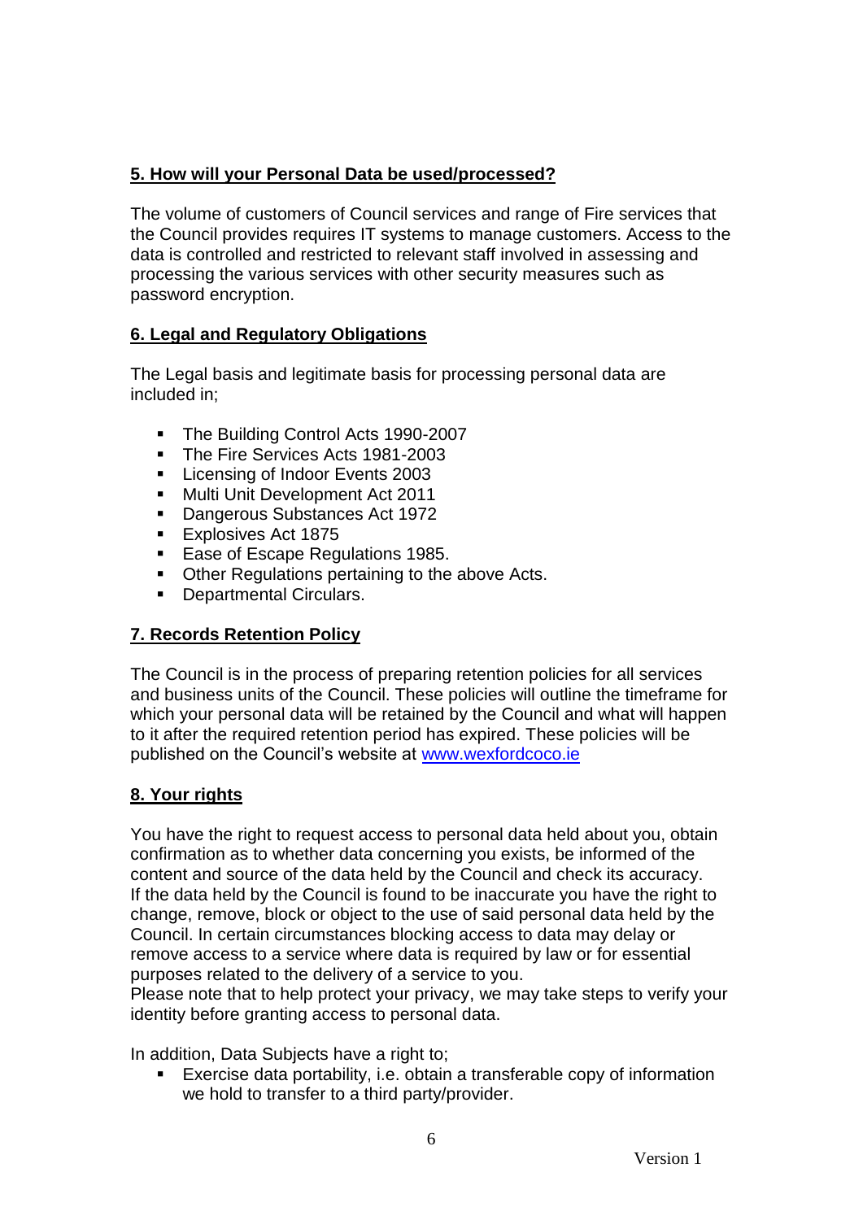## 5. How will your Personal Data be used/processed?

The volume of customers of Council services and range of Fire services that the Council provides requires IT systems to manage customers. Access to the data is controlled and restricted to relevant staff involved in assessing and processing the various services with other security measures such as password encryption.

## 6. Legal and Regulatory Obligations

The Legal basis and legitimate basis for processing personal data are included in;

- The Building Control Acts 1990-2007
- The Fire Services Acts 1981-2003
- Licensing of Indoor Events 2003
- Multi Unit Development Act 2011
- Dangerous Substances Act 1972
- Explosives Act 1875
- Ease of Escape Regulations 1985.
- Other Regulations pertaining to the above Acts.
- Departmental Circulars.

## 7. Records Retention Policy

The Council is in the process of preparing retention policies for all services and business units of the Council. These policies will outline the timeframe for which your personal data will be retained by the Council and what will happen to it after the required retention period has expired. These policies will be published on the Council's website at [www.wexfordcoco.ie](http://www.wexfordcoco.ie)

## 8. Your rights

You have the right to request access to personal data held about you, obtain confirmation as to whether data concerning you exists, be informed of the content and source of the data held by the Council and check its accuracy. If the data held by the Council is found to be inaccurate you have the right to change, remove, block or object to the use of said personal data held by the Council. In certain circumstances blocking access to data may delay or remove access to a service where data is required by law or for essential purposes related to the delivery of a service to you.
Please note that to help protect your privacy, we may take steps to verify your identity before granting access to personal data.

In addition, Data Subjects have a right to;

- Exercise data portability, i.e. obtain a transferable copy of information we hold to transfer to a third party/provider.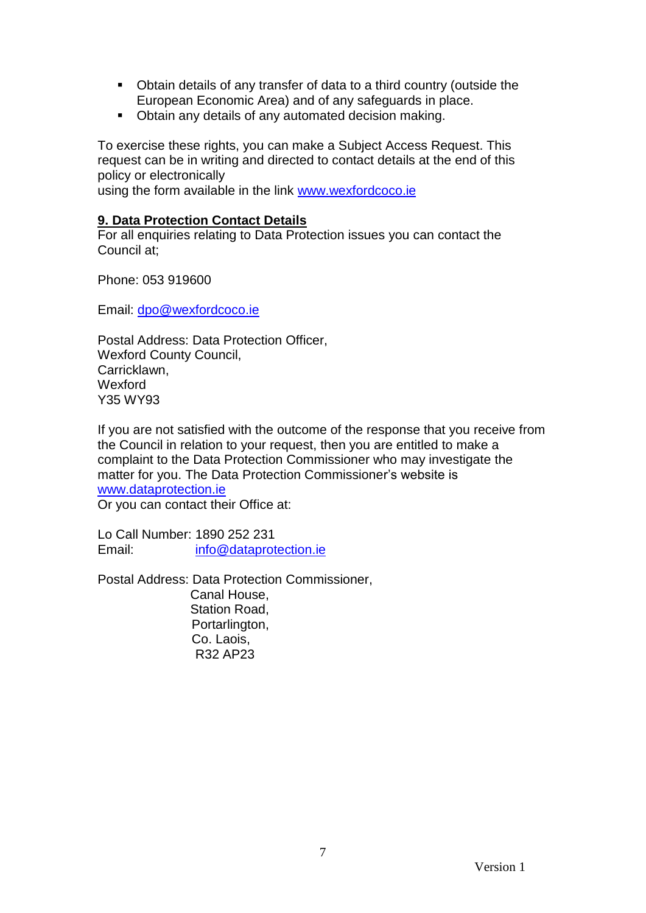- Obtain details of any transfer of data to a third country (outside the European Economic Area) and of any safeguards in place.
- Obtain any details of any automated decision making.

To exercise these rights, you can make a Subject Access Request. This request can be in writing and directed to contact details at the end of this policy or electronically using the form available in the link www.wexfordcoco.ie

## 9. Data Protection Contact Details

For all enquiries relating to Data Protection issues you can contact the Council at;

Phone: 053 919600

Email: dpo@wexfordcoco.ie

Postal Address: Data Protection Officer,
Wexford County Council,
Carricklawn,
Wexford
Y35 WY93

If you are not satisfied with the outcome of the response that you receive from the Council in relation to your request, then you are entitled to make a complaint to the Data Protection Commissioner who may investigate the matter for you. The Data Protection Commissioner's website is www.dataprotection.ie
Or you can contact their Office at:

Lo Call Number: 1890 252 231
Email: info@dataprotection.ie

Postal Address: Data Protection Commissioner,
Canal House,
Station Road,
Portarlington,
Co. Laois,
R32 AP23